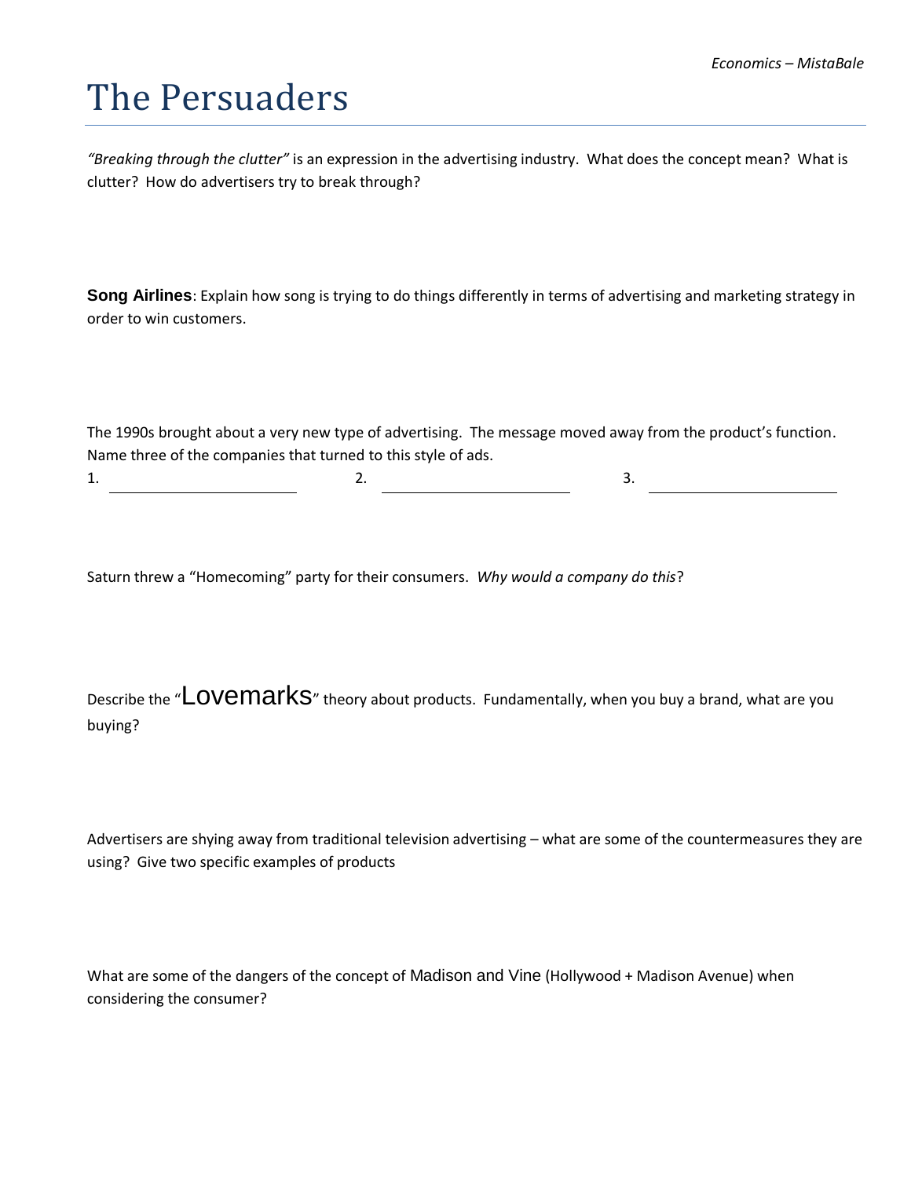Economics – MistaBale

# The Persuaders

*"Breaking through the clutter"* is an expression in the advertising industry. What does the concept mean? What is clutter? How do advertisers try to break through?

**Song Airlines**: Explain how song is trying to do things differently in terms of advertising and marketing strategy in order to win customers.

The 1990s brought about a very new type of advertising. The message moved away from the product's function. Name three of the companies that turned to this style of ads.

1. \_\_\_\_\_\_\_\_\_\_\_\_\_\_\_\_\_\_\_\_ 2. \_\_\_\_\_\_\_\_\_\_\_\_\_\_\_\_\_\_\_\_ 3. \_\_\_\_\_\_\_\_\_\_\_\_\_\_\_\_\_\_\_\_

Saturn threw a "Homecoming" party for their consumers. *Why would a company do this*?

Describe the "Lovemarks" theory about products. Fundamentally, when you buy a brand, what are you buying?

Advertisers are shying away from traditional television advertising – what are some of the countermeasures they are using? Give two specific examples of products

What are some of the dangers of the concept of Madison and Vine (Hollywood + Madison Avenue) when considering the consumer?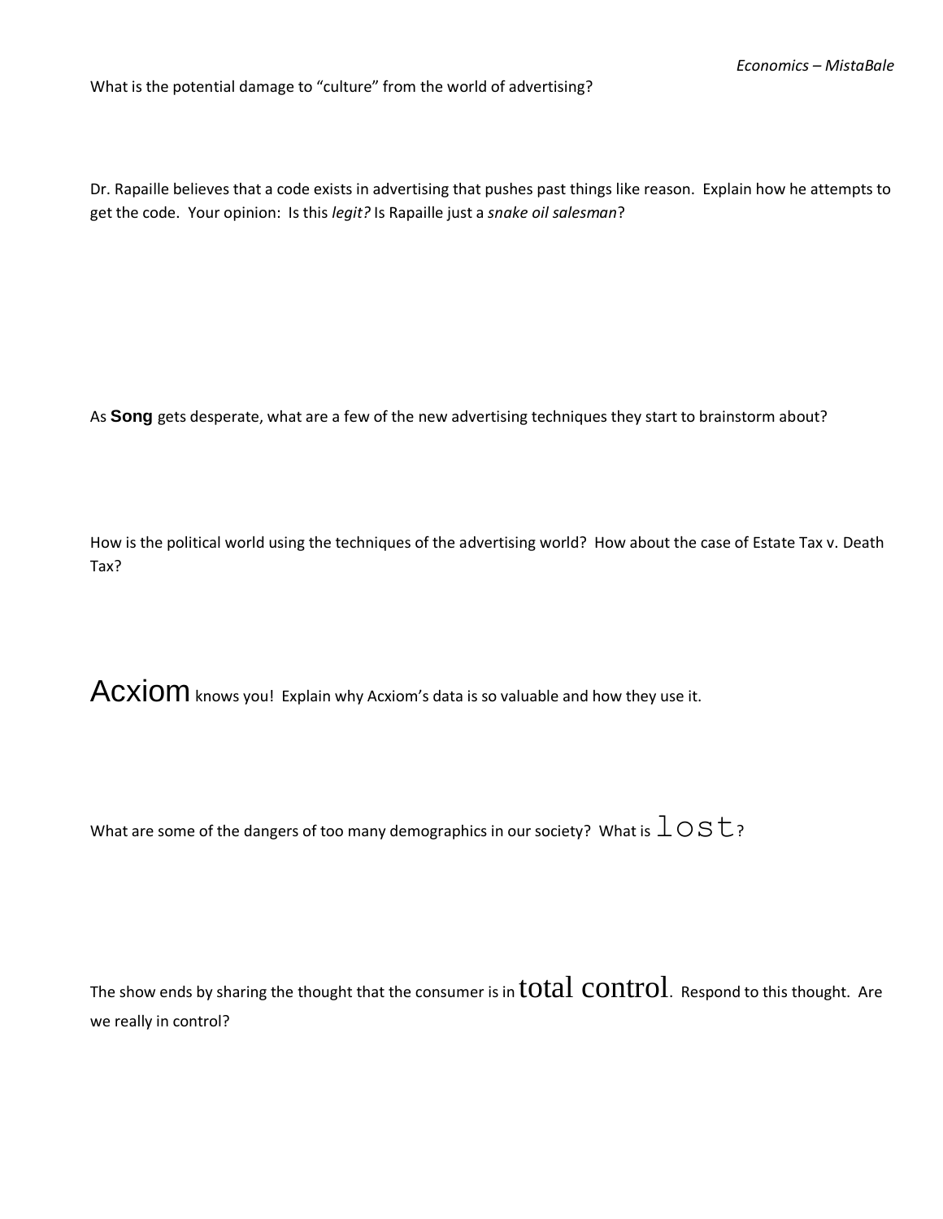What is the potential damage to "culture" from the world of advertising?

Dr. Rapaille believes that a code exists in advertising that pushes past things like reason. Explain how he attempts to get the code. Your opinion: Is this *legit?* Is Rapaille just a *snake oil salesman*?

As **Song** gets desperate, what are a few of the new advertising techniques they start to brainstorm about?

How is the political world using the techniques of the advertising world? How about the case of Estate Tax v. Death Tax?

Acxiom knows you! Explain why Acxiom's data is so valuable and how they use it.

What are some of the dangers of too many demographics in our society? What is lost?

The show ends by sharing the thought that the consumer is in total control. Respond to this thought. Are we really in control?